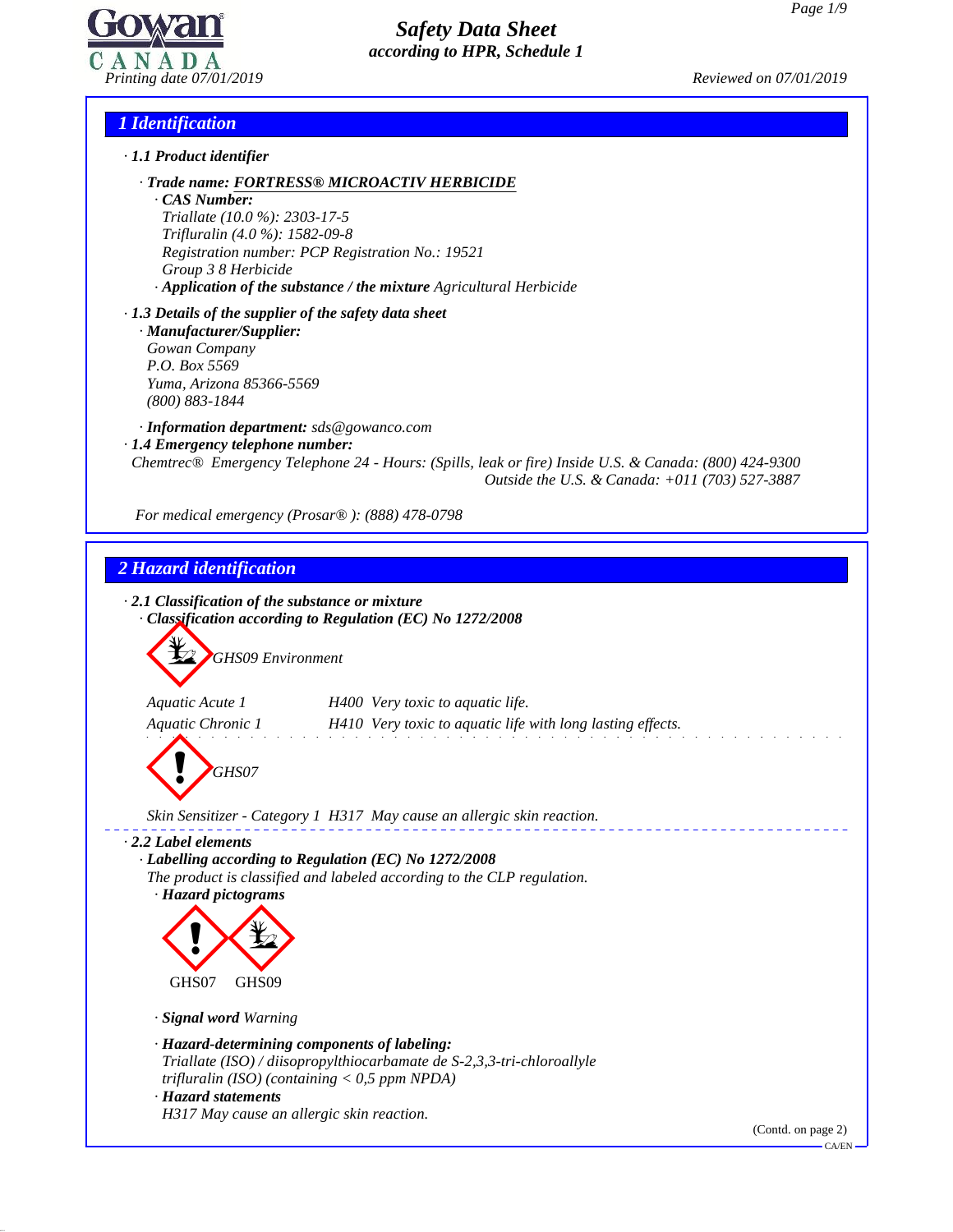# Safety Data Sheet
**according to HPR, Schedule 1**

Printing date 07/01/2019 Reviewed on 07/01/2019

## 1 Identification

**· 1.1 Product identifier**

**· Trade name: FORTRESS® MICROACTIV HERBICIDE**

**· CAS Number:**
Triallate (10.0 %): 2303-17-5
Trifluralin (4.0 %): 1582-09-8
Registration number: PCP Registration No.: 19521
Group 3 8 Herbicide

**· Application of the substance / the mixture** Agricultural Herbicide

**· 1.3 Details of the supplier of the safety data sheet**

**· Manufacturer/Supplier:**
Gowan Company
P.O. Box 5569
Yuma, Arizona 85366-5569
(800) 883-1844

**· Information department:** sds@gowanco.com

**· 1.4 Emergency telephone number:**
Chemtrec® Emergency Telephone 24 - Hours: (Spills, leak or fire) Inside U.S. & Canada: (800) 424-9300
Outside the U.S. & Canada: +011 (703) 527-3887

For medical emergency (Prosar® ): (888) 478-0798

## 2 Hazard identification

**· 2.1 Classification of the substance or mixture**

**· Classification according to Regulation (EC) No 1272/2008**

GHS09 Environment

| | |
|---|---|
| Aquatic Acute 1 | H400 Very toxic to aquatic life. |
| Aquatic Chronic 1 | H410 Very toxic to aquatic life with long lasting effects. |

GHS07

Skin Sensitizer - Category 1 H317 May cause an allergic skin reaction.

**· 2.2 Label elements**

**· Labelling according to Regulation (EC) No 1272/2008**

The product is classified and labeled according to the CLP regulation.

**· Hazard pictograms**

GHS07 GHS09

**· Signal word** Warning

**· Hazard-determining components of labeling:**
Triallate (ISO) / diisopropylthiocarbamate de S-2,3,3-tri-chloroallyle
trifluralin (ISO) (containing < 0,5 ppm NPDA)

**· Hazard statements**
H317 May cause an allergic skin reaction.

(Contd. on page 2)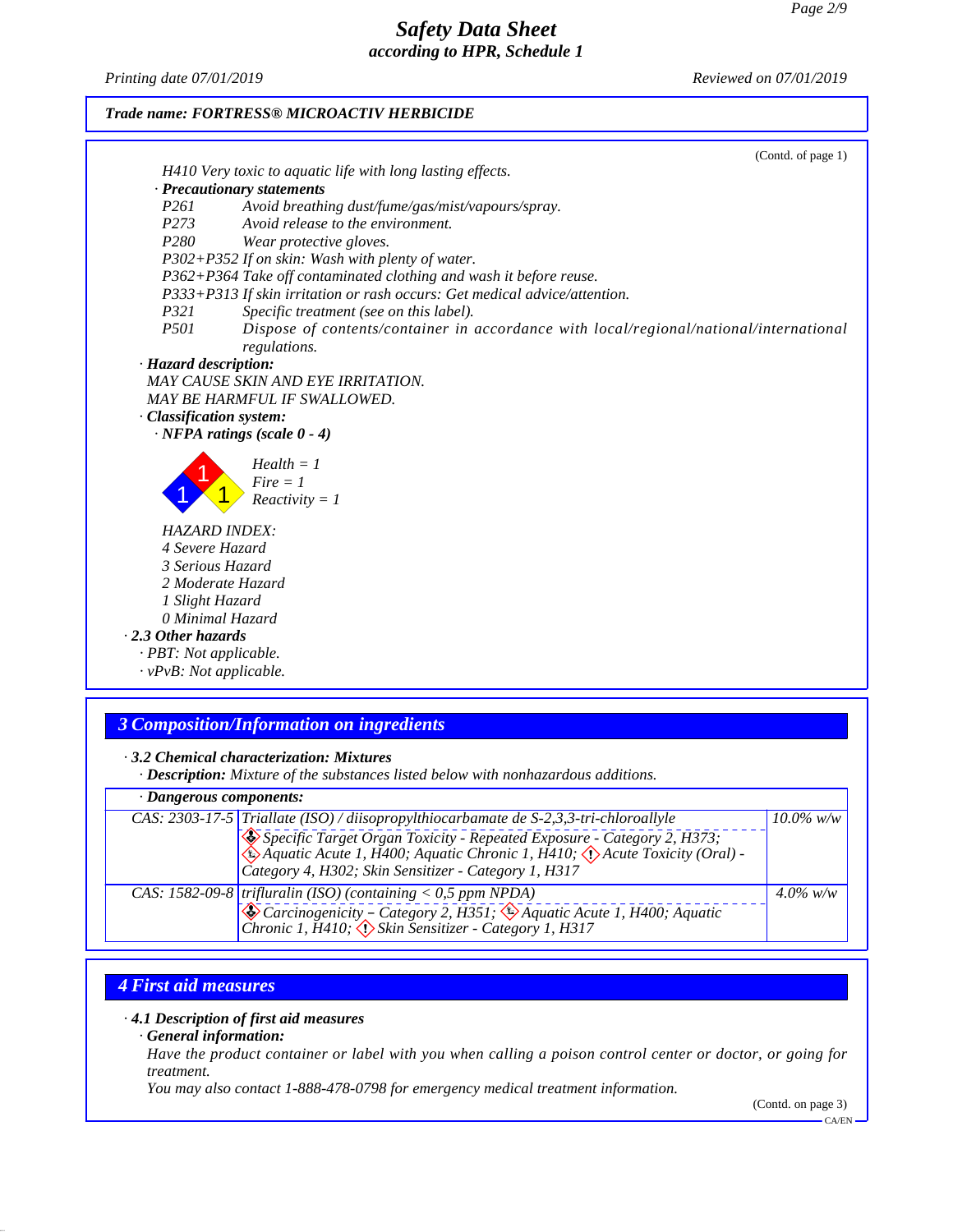**Trade name: FORTRESS® MICROACTIV HERBICIDE**

(Contd. of page 1)

H410 Very toxic to aquatic life with long lasting effects.

· **Precautionary statements**

P261 Avoid breathing dust/fume/gas/mist/vapours/spray.
P273 Avoid release to the environment.
P280 Wear protective gloves.
P302+P352 If on skin: Wash with plenty of water.
P362+P364 Take off contaminated clothing and wash it before reuse.
P333+P313 If skin irritation or rash occurs: Get medical advice/attention.
P321 Specific treatment (see on this label).
P501 Dispose of contents/container in accordance with local/regional/national/international regulations.

· **Hazard description:**

MAY CAUSE SKIN AND EYE IRRITATION.
MAY BE HARMFUL IF SWALLOWED.

· **Classification system:**

· **NFPA ratings (scale 0 - 4)**

Health = 1
Fire = 1
Reactivity = 1

HAZARD INDEX:
4 Severe Hazard
3 Serious Hazard
2 Moderate Hazard
1 Slight Hazard
0 Minimal Hazard

· **2.3 Other hazards**

· PBT: Not applicable.
· vPvB: Not applicable.

## 3 Composition/Information on ingredients

· **3.2 Chemical characterization: Mixtures**

· **Description:** Mixture of the substances listed below with nonhazardous additions.

| · Dangerous components: | | |
|---|---|---|
| CAS: 2303-17-5 | Triallate (ISO) / diisopropylthiocarbamate de S-2,3,3-tri-chloroallyle<br>Specific Target Organ Toxicity - Repeated Exposure - Category 2, H373; Aquatic Acute 1, H400; Aquatic Chronic 1, H410; Acute Toxicity (Oral) - Category 4, H302; Skin Sensitizer - Category 1, H317 | 10.0% w/w |
| CAS: 1582-09-8 | trifluralin (ISO) (containing < 0,5 ppm NPDA)<br>Carcinogenicity – Category 2, H351; Aquatic Acute 1, H400; Aquatic Chronic 1, H410; Skin Sensitizer - Category 1, H317 | 4.0% w/w |

## 4 First aid measures

· **4.1 Description of first aid measures**

· **General information:**

Have the product container or label with you when calling a poison control center or doctor, or going for treatment.
You may also contact 1-888-478-0798 for emergency medical treatment information.

(Contd. on page 3)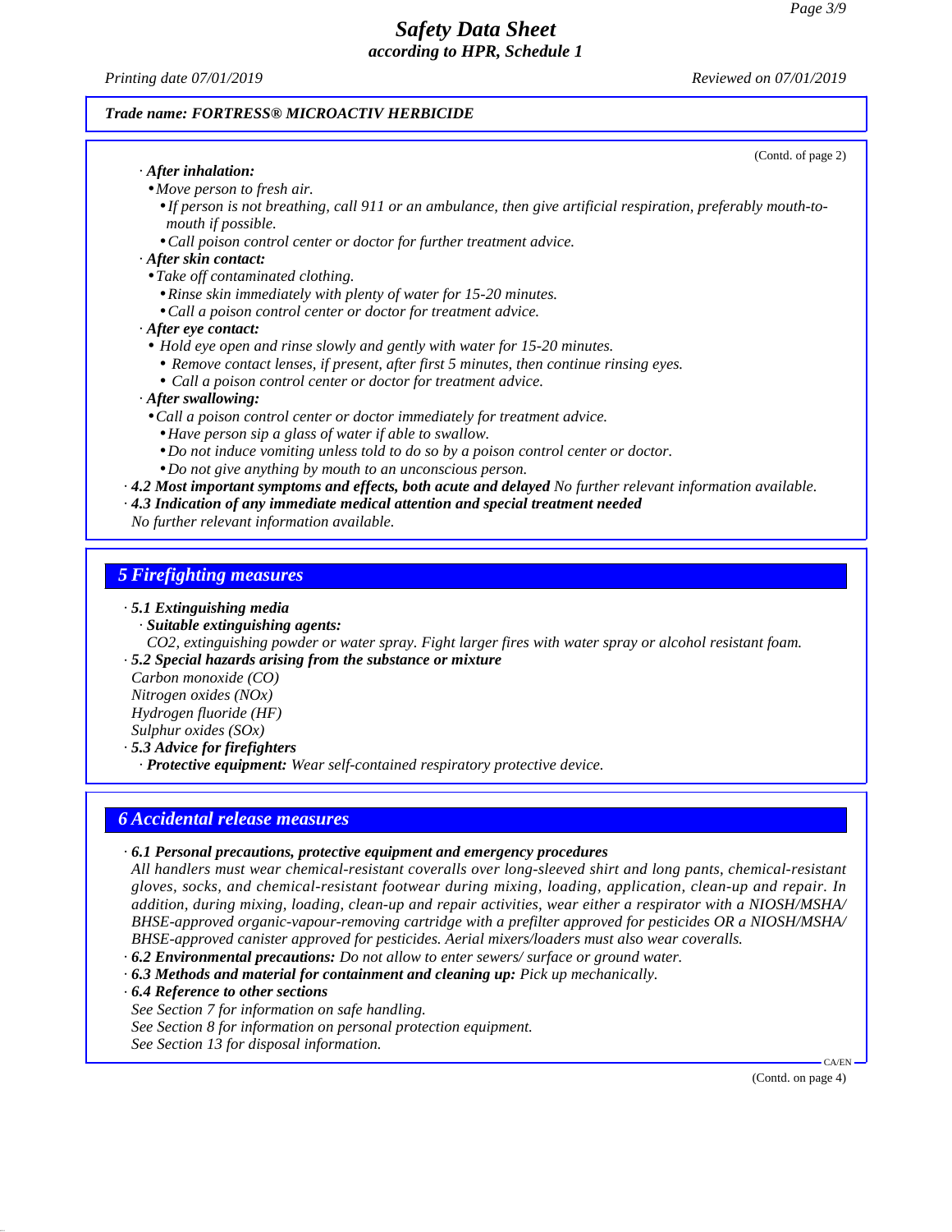**Trade name: FORTRESS® MICROACTIV HERBICIDE**

(Contd. of page 2)

· ***After inhalation:***
- *Move person to fresh air.*
  - *If person is not breathing, call 911 or an ambulance, then give artificial respiration, preferably mouth-to-mouth if possible.*
  - *Call poison control center or doctor for further treatment advice.*

· ***After skin contact:***
- *Take off contaminated clothing.*
  - *Rinse skin immediately with plenty of water for 15-20 minutes.*
  - *Call a poison control center or doctor for treatment advice.*

· ***After eye contact:***
- *Hold eye open and rinse slowly and gently with water for 15-20 minutes.*
  - *Remove contact lenses, if present, after first 5 minutes, then continue rinsing eyes.*
  - *Call a poison control center or doctor for treatment advice.*

· ***After swallowing:***
- *Call a poison control center or doctor immediately for treatment advice.*
  - *Have person sip a glass of water if able to swallow.*
  - *Do not induce vomiting unless told to do so by a poison control center or doctor.*
  - *Do not give anything by mouth to an unconscious person.*

· ***4.2 Most important symptoms and effects, both acute and delayed*** *No further relevant information available.*

· ***4.3 Indication of any immediate medical attention and special treatment needed***
*No further relevant information available.*

## *5 Firefighting measures*

· ***5.1 Extinguishing media***
· ***Suitable extinguishing agents:***
*CO2, extinguishing powder or water spray. Fight larger fires with water spray or alcohol resistant foam.*

· ***5.2 Special hazards arising from the substance or mixture***
*Carbon monoxide (CO)*
*Nitrogen oxides (NOx)*
*Hydrogen fluoride (HF)*
*Sulphur oxides (SOx)*

· ***5.3 Advice for firefighters***
· ***Protective equipment:*** *Wear self-contained respiratory protective device.*

## *6 Accidental release measures*

· ***6.1 Personal precautions, protective equipment and emergency procedures***
*All handlers must wear chemical-resistant coveralls over long-sleeved shirt and long pants, chemical-resistant gloves, socks, and chemical-resistant footwear during mixing, loading, application, clean-up and repair. In addition, during mixing, loading, clean-up and repair activities, wear either a respirator with a NIOSH/MSHA/BHSE-approved organic-vapour-removing cartridge with a prefilter approved for pesticides OR a NIOSH/MSHA/BHSE-approved canister approved for pesticides. Aerial mixers/loaders must also wear coveralls.*

· ***6.2 Environmental precautions:*** *Do not allow to enter sewers/ surface or ground water.*

· ***6.3 Methods and material for containment and cleaning up:*** *Pick up mechanically.*

· ***6.4 Reference to other sections***
*See Section 7 for information on safe handling.*
*See Section 8 for information on personal protection equipment.*
*See Section 13 for disposal information.*

(Contd. on page 4)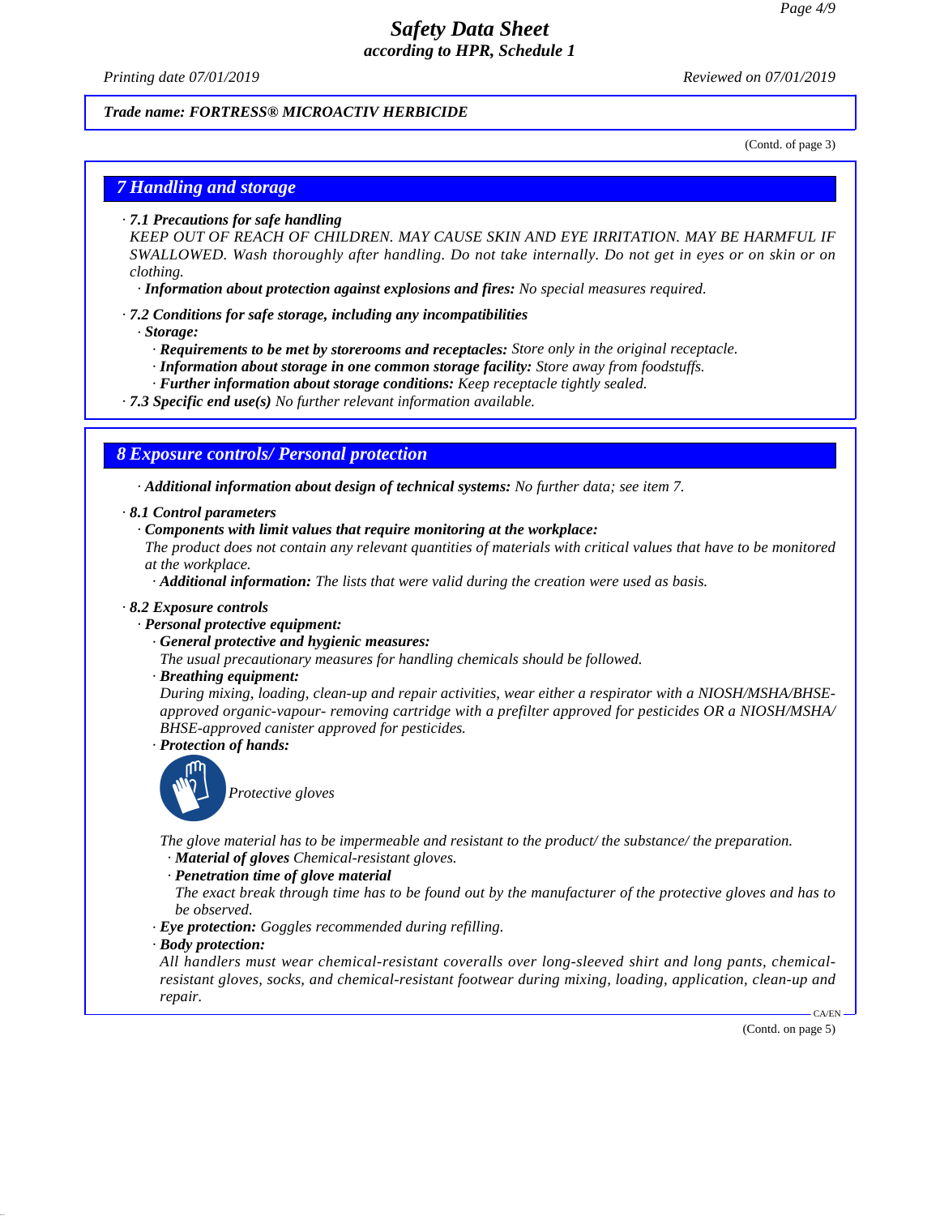(Contd. of page 3)

## 7 Handling and storage

· **7.1 Precautions for safe handling**
KEEP OUT OF REACH OF CHILDREN. MAY CAUSE SKIN AND EYE IRRITATION. MAY BE HARMFUL IF SWALLOWED. Wash thoroughly after handling. Do not take internally. Do not get in eyes or on skin or on clothing.
· **Information about protection against explosions and fires:** No special measures required.

· **7.2 Conditions for safe storage, including any incompatibilities**
· **Storage:**
· **Requirements to be met by storerooms and receptacles:** Store only in the original receptacle.
· **Information about storage in one common storage facility:** Store away from foodstuffs.
· **Further information about storage conditions:** Keep receptacle tightly sealed.
· **7.3 Specific end use(s)** No further relevant information available.

## 8 Exposure controls/ Personal protection

· **Additional information about design of technical systems:** No further data; see item 7.

· **8.1 Control parameters**
· **Components with limit values that require monitoring at the workplace:**
The product does not contain any relevant quantities of materials with critical values that have to be monitored at the workplace.
· **Additional information:** The lists that were valid during the creation were used as basis.

· **8.2 Exposure controls**
· **Personal protective equipment:**
· **General protective and hygienic measures:**
The usual precautionary measures for handling chemicals should be followed.
· **Breathing equipment:**
During mixing, loading, clean-up and repair activities, wear either a respirator with a NIOSH/MSHA/BHSE-approved organic-vapour- removing cartridge with a prefilter approved for pesticides OR a NIOSH/MSHA/ BHSE-approved canister approved for pesticides.
· **Protection of hands:**
Protective gloves

The glove material has to be impermeable and resistant to the product/ the substance/ the preparation.
· **Material of gloves** Chemical-resistant gloves.
· **Penetration time of glove material**
The exact break through time has to be found out by the manufacturer of the protective gloves and has to be observed.
· **Eye protection:** Goggles recommended during refilling.
· **Body protection:**
All handlers must wear chemical-resistant coveralls over long-sleeved shirt and long pants, chemical-resistant gloves, socks, and chemical-resistant footwear during mixing, loading, application, clean-up and repair.

(Contd. on page 5)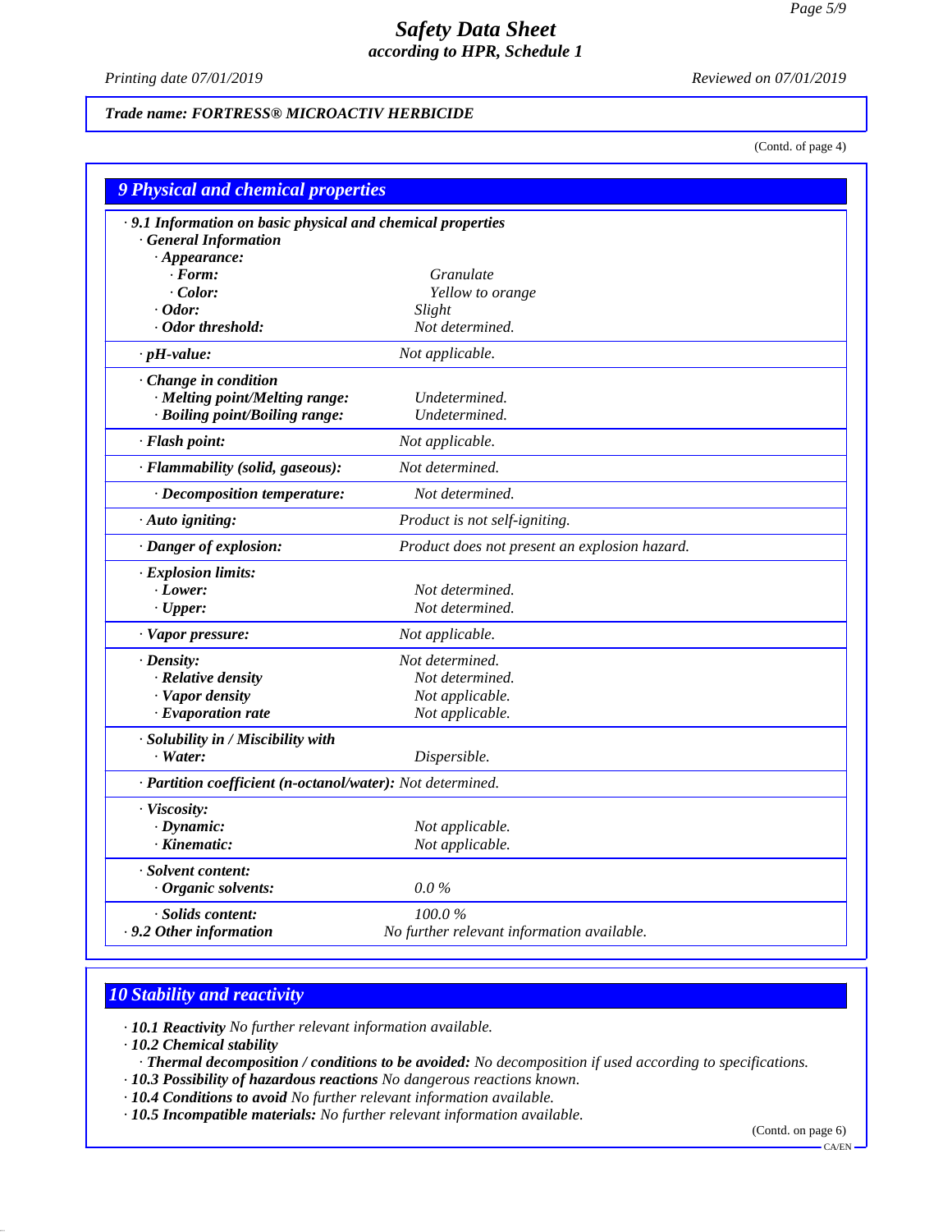*Trade name: FORTRESS® MICROACTIV HERBICIDE*

(Contd. of page 4)

## 9 Physical and chemical properties

**· 9.1 Information on basic physical and chemical properties**

**· General Information**

| Property | Value |
|---|---|
| **· Appearance:** | |
| **· Form:** | Granulate |
| **· Color:** | Yellow to orange |
| **· Odor:** | Slight |
| **· Odor threshold:** | Not determined. |
| **· pH-value:** | Not applicable. |
| **· Change in condition** | |
| **· Melting point/Melting range:** | Undetermined. |
| **· Boiling point/Boiling range:** | Undetermined. |
| **· Flash point:** | Not applicable. |
| **· Flammability (solid, gaseous):** | Not determined. |
| **· Decomposition temperature:** | Not determined. |
| **· Auto igniting:** | Product is not self-igniting. |
| **· Danger of explosion:** | Product does not present an explosion hazard. |
| **· Explosion limits:** | |
| **· Lower:** | Not determined. |
| **· Upper:** | Not determined. |
| **· Vapor pressure:** | Not applicable. |
| **· Density:** | Not determined. |
| **· Relative density** | Not determined. |
| **· Vapor density** | Not applicable. |
| **· Evaporation rate** | Not applicable. |
| **· Solubility in / Miscibility with** | |
| **· Water:** | Dispersible. |
| **· Partition coefficient (n-octanol/water):** | Not determined. |
| **· Viscosity:** | |
| **· Dynamic:** | Not applicable. |
| **· Kinematic:** | Not applicable. |
| **· Solvent content:** | |
| **· Organic solvents:** | 0.0 % |
| **· Solids content:** | 100.0 % |
| **· 9.2 Other information** | No further relevant information available. |

## 10 Stability and reactivity

- **· 10.1 Reactivity** No further relevant information available.
- **· 10.2 Chemical stability**
  - **· Thermal decomposition / conditions to be avoided:** No decomposition if used according to specifications.
- **· 10.3 Possibility of hazardous reactions** No dangerous reactions known.
- **· 10.4 Conditions to avoid** No further relevant information available.
- **· 10.5 Incompatible materials:** No further relevant information available.

(Contd. on page 6)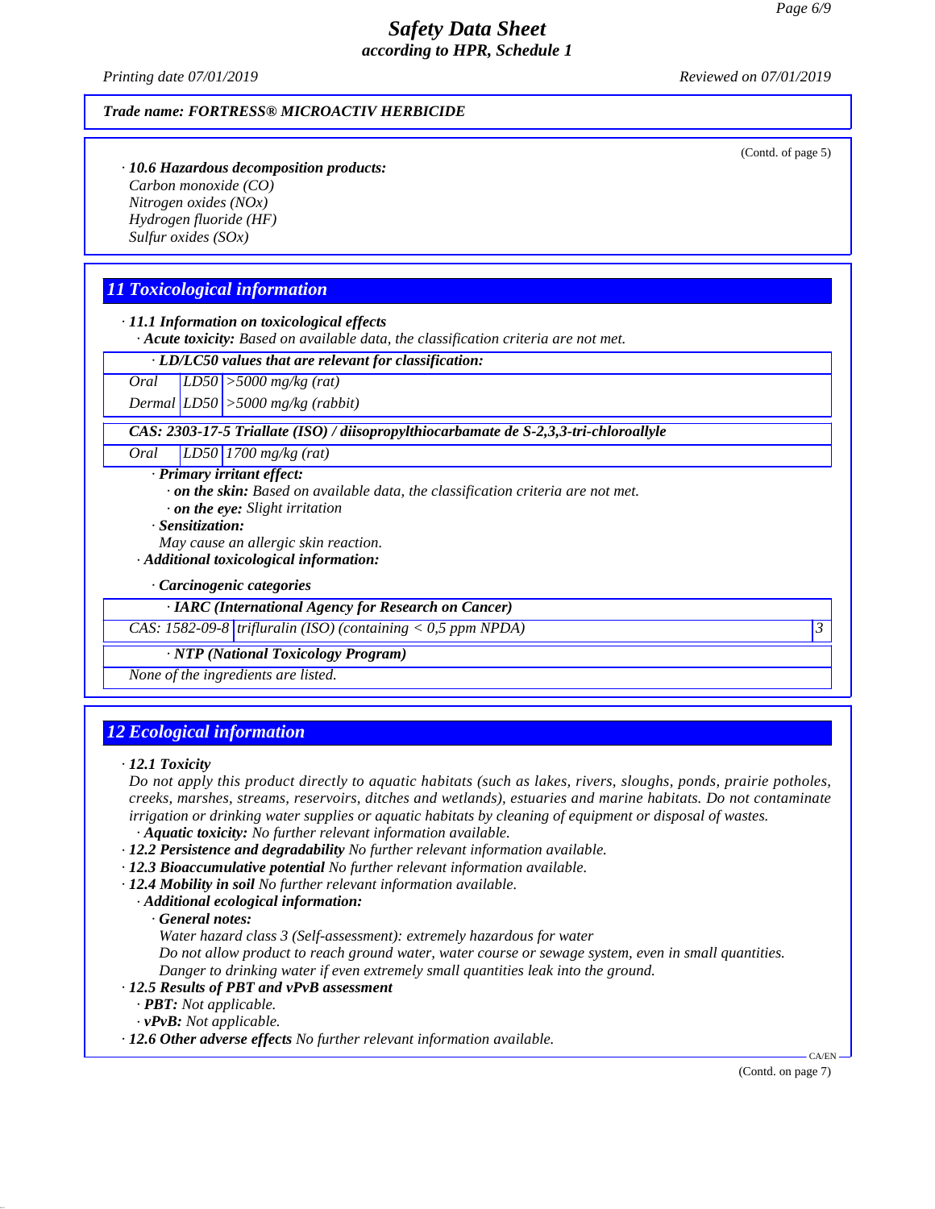Trade name: FORTRESS® MICROACTIV HERBICIDE

(Contd. of page 5)

· **10.6 Hazardous decomposition products:**
Carbon monoxide (CO)
Nitrogen oxides (NOx)
Hydrogen fluoride (HF)
Sulfur oxides (SOx)

## 11 Toxicological information

· **11.1 Information on toxicological effects**
· **Acute toxicity:** Based on available data, the classification criteria are not met.

| · LD/LC50 values that are relevant for classification: | | |
|---|---|---|
| Oral | LD50 | >5000 mg/kg (rat) |
| Dermal | LD50 | >5000 mg/kg (rabbit) |
| **CAS: 2303-17-5 Triallate (ISO) / diisopropylthiocarbamate de S-2,3,3-tri-chloroallyle** | | |
| Oral | LD50 | 1700 mg/kg (rat) |

· **Primary irritant effect:**
· **on the skin:** Based on available data, the classification criteria are not met.
· **on the eye:** Slight irritation
· **Sensitization:**
May cause an allergic skin reaction.
· **Additional toxicological information:**

· **Carcinogenic categories**

| · IARC (International Agency for Research on Cancer) | | |
|---|---|---|
| CAS: 1582-09-8 | trifluralin (ISO) (containing < 0,5 ppm NPDA) | 3 |

| · NTP (National Toxicology Program) |
|---|
| None of the ingredients are listed. |

## 12 Ecological information

· **12.1 Toxicity**
Do not apply this product directly to aquatic habitats (such as lakes, rivers, sloughs, ponds, prairie potholes, creeks, marshes, streams, reservoirs, ditches and wetlands), estuaries and marine habitats. Do not contaminate irrigation or drinking water supplies or aquatic habitats by cleaning of equipment or disposal of wastes.
· **Aquatic toxicity:** No further relevant information available.
· **12.2 Persistence and degradability** No further relevant information available.
· **12.3 Bioaccumulative potential** No further relevant information available.
· **12.4 Mobility in soil** No further relevant information available.
· **Additional ecological information:**
· **General notes:**
Water hazard class 3 (Self-assessment): extremely hazardous for water
Do not allow product to reach ground water, water course or sewage system, even in small quantities.
Danger to drinking water if even extremely small quantities leak into the ground.
· **12.5 Results of PBT and vPvB assessment**
· **PBT:** Not applicable.
· **vPvB:** Not applicable.
· **12.6 Other adverse effects** No further relevant information available.

(Contd. on page 7)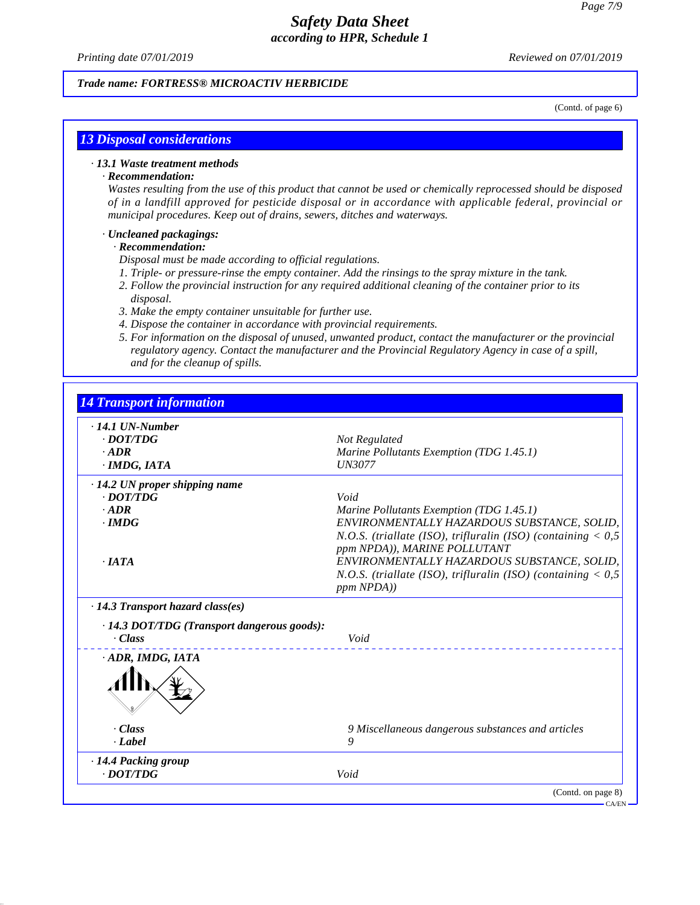(Contd. of page 6)

## 13 Disposal considerations

· **13.1 Waste treatment methods**

· **Recommendation:**

*Wastes resulting from the use of this product that cannot be used or chemically reprocessed should be disposed of in a landfill approved for pesticide disposal or in accordance with applicable federal, provincial or municipal procedures. Keep out of drains, sewers, ditches and waterways.*

· **Uncleaned packagings:**

· **Recommendation:**

*Disposal must be made according to official regulations.*

1. Triple- or pressure-rinse the empty container. Add the rinsings to the spray mixture in the tank.
2. Follow the provincial instruction for any required additional cleaning of the container prior to its disposal.
3. Make the empty container unsuitable for further use.
4. Dispose the container in accordance with provincial requirements.
5. For information on the disposal of unused, unwanted product, contact the manufacturer or the provincial regulatory agency. Contact the manufacturer and the Provincial Regulatory Agency in case of a spill, and for the cleanup of spills.

## 14 Transport information

| | |
|---|---|
| **· 14.1 UN-Number** | |
| · DOT/TDG | Not Regulated |
| · ADR | Marine Pollutants Exemption (TDG 1.45.1) |
| · IMDG, IATA | UN3077 |
| **· 14.2 UN proper shipping name** | |
| · DOT/TDG | Void |
| · ADR | Marine Pollutants Exemption (TDG 1.45.1) |
| · IMDG | ENVIRONMENTALLY HAZARDOUS SUBSTANCE, SOLID, N.O.S. (triallate (ISO), trifluralin (ISO) (containing < 0,5 ppm NPDA)), MARINE POLLUTANT |
| · IATA | ENVIRONMENTALLY HAZARDOUS SUBSTANCE, SOLID, N.O.S. (triallate (ISO), trifluralin (ISO) (containing < 0,5 ppm NPDA)) |
| **· 14.3 Transport hazard class(es)** | |
| **· 14.3 DOT/TDG (Transport dangerous goods):** | |
| · Class | Void |
| **· ADR, IMDG, IATA** | |
| · Class | 9 Miscellaneous dangerous substances and articles |
| · Label | 9 |
| **· 14.4 Packing group** | |
| · DOT/TDG | Void |

(Contd. on page 8)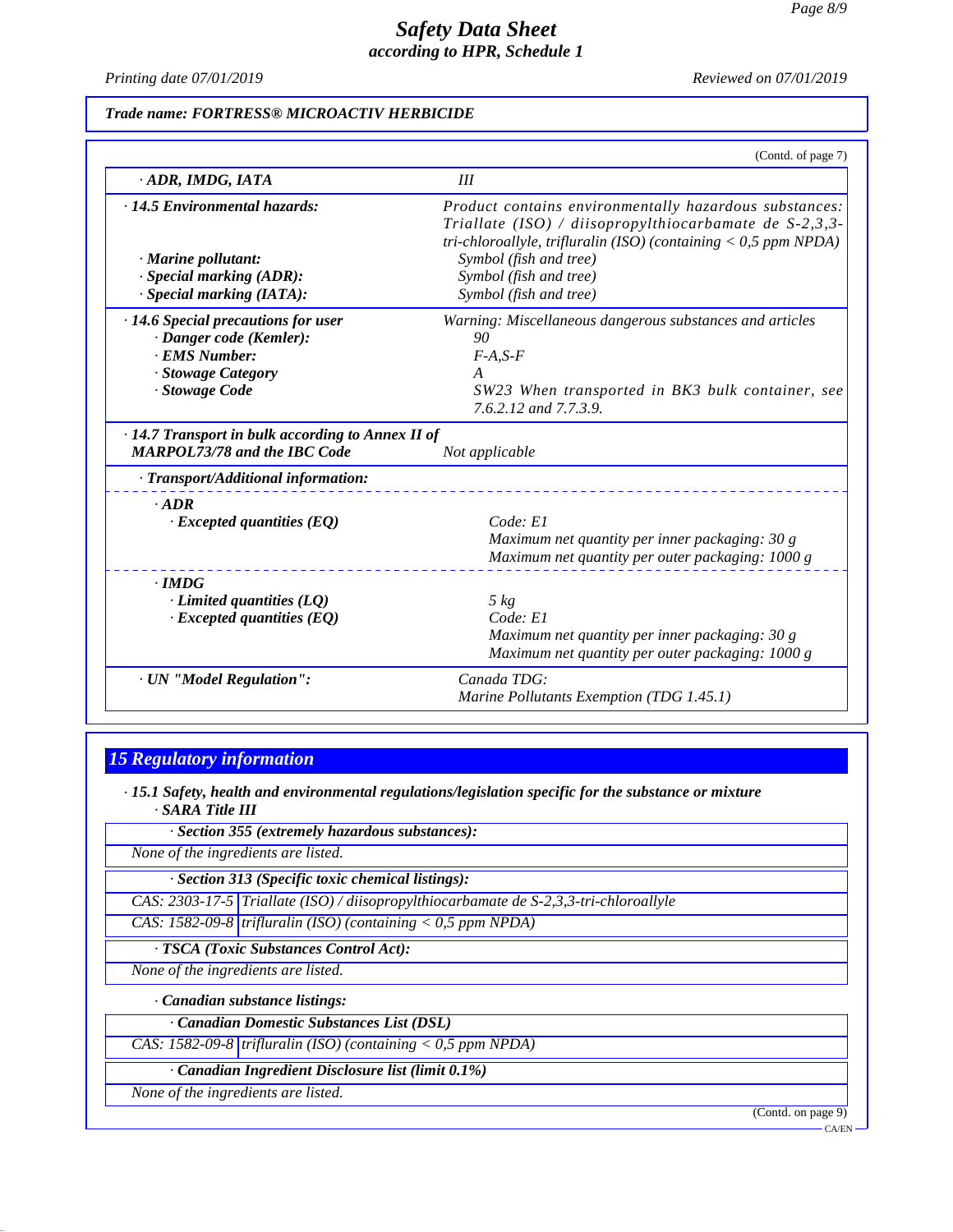**Trade name: FORTRESS® MICROACTIV HERBICIDE**

(Contd. of page 7)

| | |
|---|---|
| · **ADR, IMDG, IATA** | III |
| · **14.5 Environmental hazards:** | Product contains environmentally hazardous substances: Triallate (ISO) / diisopropylthiocarbamate de S-2,3,3-tri-chloroallyle, trifluralin (ISO) (containing < 0,5 ppm NPDA) |
| · **Marine pollutant:** | Symbol (fish and tree) |
| · **Special marking (ADR):** | Symbol (fish and tree) |
| · **Special marking (IATA):** | Symbol (fish and tree) |
| · **14.6 Special precautions for user** | Warning: Miscellaneous dangerous substances and articles |
| · **Danger code (Kemler):** | 90 |
| · **EMS Number:** | F-A,S-F |
| · **Stowage Category** | A |
| · **Stowage Code** | SW23 When transported in BK3 bulk container, see 7.6.2.12 and 7.7.3.9. |
| · **14.7 Transport in bulk according to Annex II of MARPOL73/78 and the IBC Code** | Not applicable |
| · **Transport/Additional information:** | |
| · **ADR** | |
| · **Excepted quantities (EQ)** | Code: E1<br>Maximum net quantity per inner packaging: 30 g<br>Maximum net quantity per outer packaging: 1000 g |
| · **IMDG** | |
| · **Limited quantities (LQ)** | 5 kg |
| · **Excepted quantities (EQ)** | Code: E1<br>Maximum net quantity per inner packaging: 30 g<br>Maximum net quantity per outer packaging: 1000 g |
| · **UN "Model Regulation":** | Canada TDG:<br>Marine Pollutants Exemption (TDG 1.45.1) |

## 15 Regulatory information

· **15.1 Safety, health and environmental regulations/legislation specific for the substance or mixture**

· **SARA Title III**

· **Section 355 (extremely hazardous substances):**

None of the ingredients are listed.

· **Section 313 (Specific toxic chemical listings):**

| | |
|---|---|
| CAS: 2303-17-5 | Triallate (ISO) / diisopropylthiocarbamate de S-2,3,3-tri-chloroallyle |
| CAS: 1582-09-8 | trifluralin (ISO) (containing < 0,5 ppm NPDA) |

· **TSCA (Toxic Substances Control Act):**

None of the ingredients are listed.

· **Canadian substance listings:**

· **Canadian Domestic Substances List (DSL)**

| | |
|---|---|
| CAS: 1582-09-8 | trifluralin (ISO) (containing < 0,5 ppm NPDA) |

· **Canadian Ingredient Disclosure list (limit 0.1%)**

None of the ingredients are listed.

(Contd. on page 9)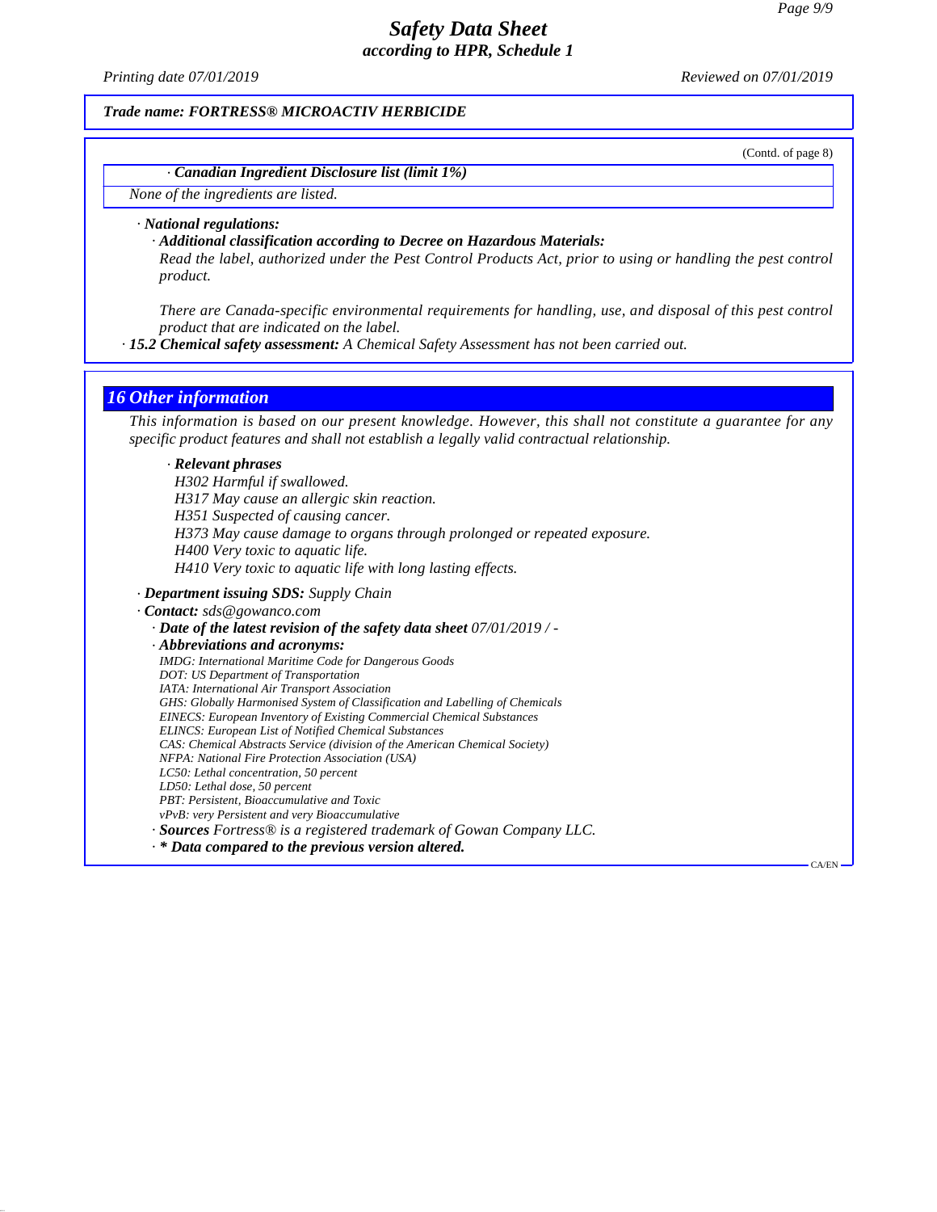(Contd. of page 8)

· ***Canadian Ingredient Disclosure list (limit 1%)***

*None of the ingredients are listed.*

· ***National regulations:***

· ***Additional classification according to Decree on Hazardous Materials:***

*Read the label, authorized under the Pest Control Products Act, prior to using or handling the pest control product.*

*There are Canada-specific environmental requirements for handling, use, and disposal of this pest control product that are indicated on the label.*

· ***15.2 Chemical safety assessment:*** *A Chemical Safety Assessment has not been carried out.*

## 16 Other information

*This information is based on our present knowledge. However, this shall not constitute a guarantee for any specific product features and shall not establish a legally valid contractual relationship.*

· ***Relevant phrases***

*H302 Harmful if swallowed.*
*H317 May cause an allergic skin reaction.*
*H351 Suspected of causing cancer.*
*H373 May cause damage to organs through prolonged or repeated exposure.*
*H400 Very toxic to aquatic life.*
*H410 Very toxic to aquatic life with long lasting effects.*

· ***Department issuing SDS:*** *Supply Chain*

· ***Contact:*** *sds@gowanco.com*

· ***Date of the latest revision of the safety data sheet*** *07/01/2019 / -*

· ***Abbreviations and acronyms:***

*IMDG: International Maritime Code for Dangerous Goods*
*DOT: US Department of Transportation*
*IATA: International Air Transport Association*
*GHS: Globally Harmonised System of Classification and Labelling of Chemicals*
*EINECS: European Inventory of Existing Commercial Chemical Substances*
*ELINCS: European List of Notified Chemical Substances*
*CAS: Chemical Abstracts Service (division of the American Chemical Society)*
*NFPA: National Fire Protection Association (USA)*
*LC50: Lethal concentration, 50 percent*
*LD50: Lethal dose, 50 percent*
*PBT: Persistent, Bioaccumulative and Toxic*
*vPvB: very Persistent and very Bioaccumulative*

· ***Sources*** *Fortress® is a registered trademark of Gowan Company LLC.*

· ***\* Data compared to the previous version altered.***

CA/EN